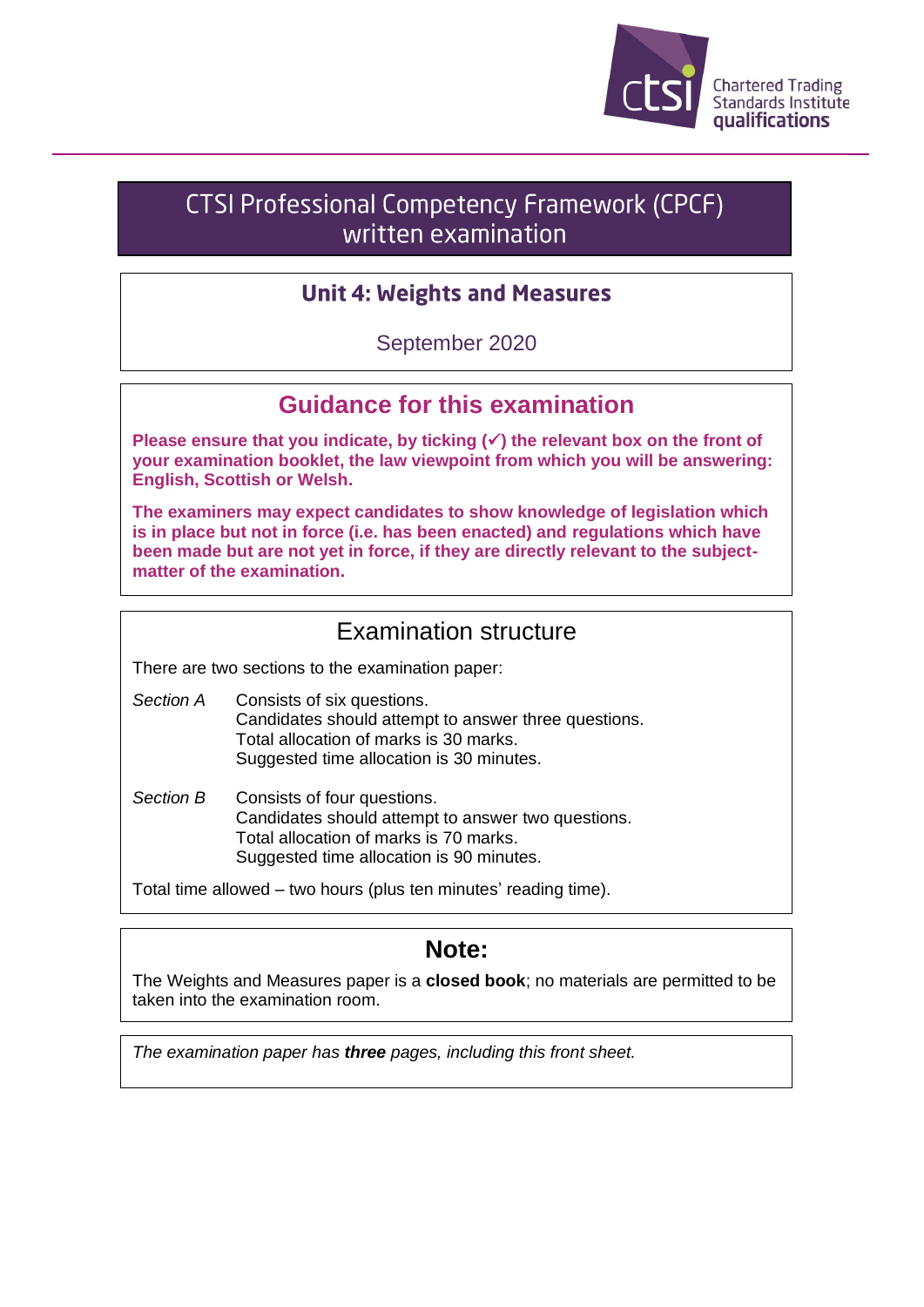Chartered Trading Standards Institute qualifications

# CTSI Professional Competency Framework (CPCF) written examination

## Unit 4: Weights and Measures

September 2020

## Guidance for this examination

**Please ensure that you indicate, by ticking (✓) the relevant box on the front of your examination booklet, the law viewpoint from which you will be answering: English, Scottish or Welsh.**

**The examiners may expect candidates to show knowledge of legislation which is in place but not in force (i.e. has been enacted) and regulations which have been made but are not yet in force, if they are directly relevant to the subject-matter of the examination.**

## Examination structure

There are two sections to the examination paper:

*Section A* Consists of six questions.
Candidates should attempt to answer three questions.
Total allocation of marks is 30 marks.
Suggested time allocation is 30 minutes.

*Section B* Consists of four questions.
Candidates should attempt to answer two questions.
Total allocation of marks is 70 marks.
Suggested time allocation is 90 minutes.

Total time allowed – two hours (plus ten minutes' reading time).

## Note:

The Weights and Measures paper is a **closed book**; no materials are permitted to be taken into the examination room.

*The examination paper has* ***three*** *pages, including this front sheet.*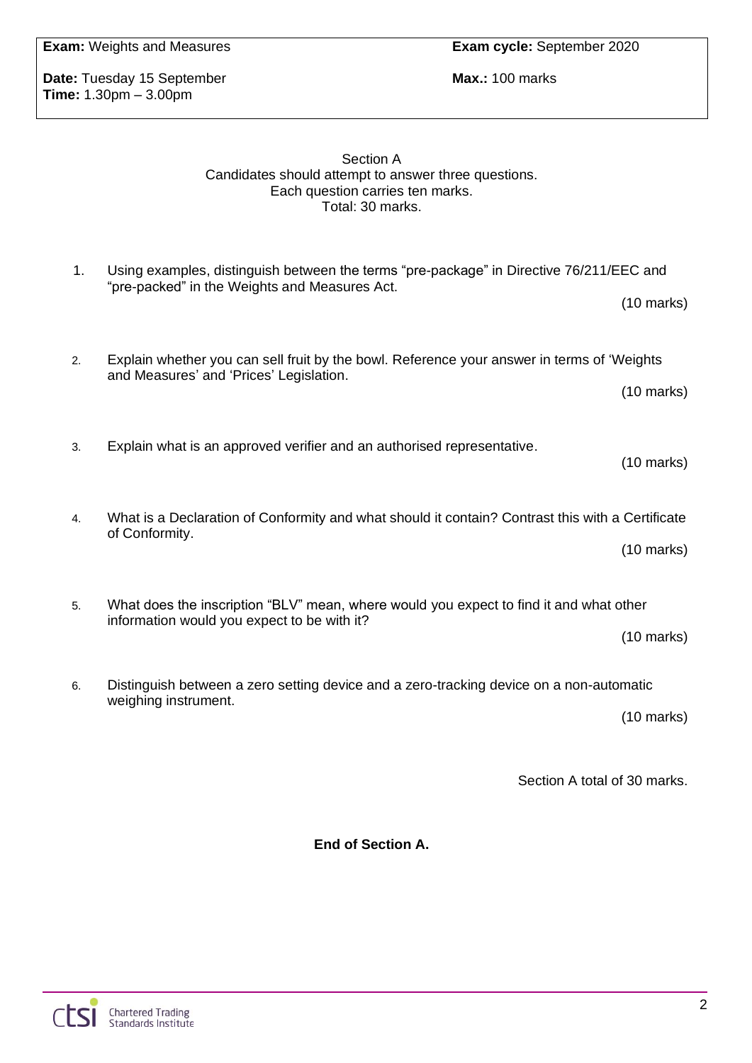**Exam:** Weights and Measures

**Exam cycle:** September 2020

**Date:** Tuesday 15 September

**Time:** 1.30pm – 3.00pm

**Max.:** 100 marks

Section A

Candidates should attempt to answer three questions.
Each question carries ten marks.
Total: 30 marks.

1. Using examples, distinguish between the terms "pre-package" in Directive 76/211/EEC and "pre-packed" in the Weights and Measures Act.

   (10 marks)

2. Explain whether you can sell fruit by the bowl. Reference your answer in terms of 'Weights and Measures' and 'Prices' Legislation.

   (10 marks)

3. Explain what is an approved verifier and an authorised representative.

   (10 marks)

4. What is a Declaration of Conformity and what should it contain? Contrast this with a Certificate of Conformity.

   (10 marks)

5. What does the inscription "BLV" mean, where would you expect to find it and what other information would you expect to be with it?

   (10 marks)

6. Distinguish between a zero setting device and a zero-tracking device on a non-automatic weighing instrument.

   (10 marks)

Section A total of 30 marks.

**End of Section A.**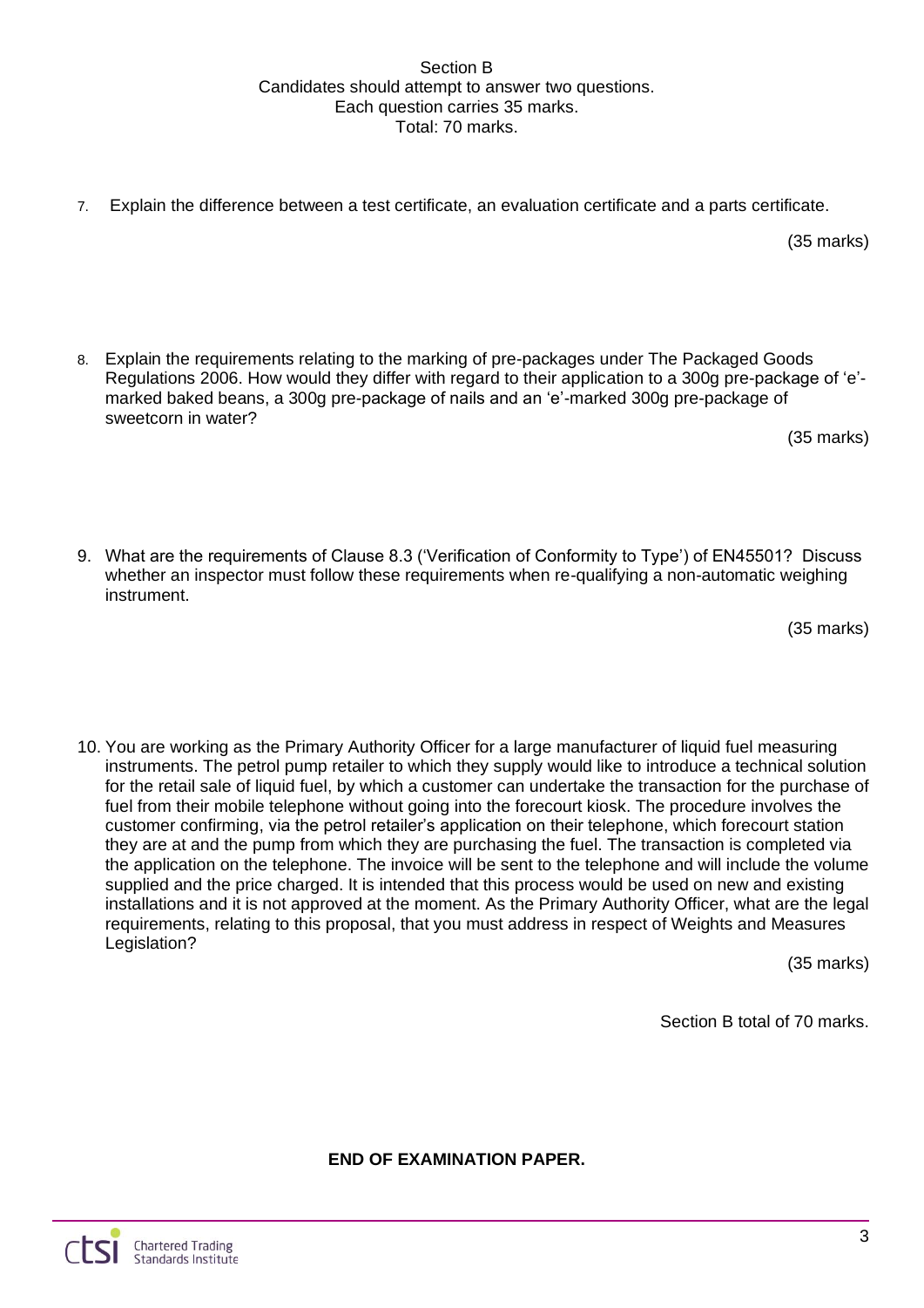Section B
Candidates should attempt to answer two questions.
Each question carries 35 marks.
Total: 70 marks.

7. Explain the difference between a test certificate, an evaluation certificate and a parts certificate.

(35 marks)

8. Explain the requirements relating to the marking of pre-packages under The Packaged Goods Regulations 2006. How would they differ with regard to their application to a 300g pre-package of 'e'-marked baked beans, a 300g pre-package of nails and an 'e'-marked 300g pre-package of sweetcorn in water?

(35 marks)

9. What are the requirements of Clause 8.3 ('Verification of Conformity to Type') of EN45501? Discuss whether an inspector must follow these requirements when re-qualifying a non-automatic weighing instrument.

(35 marks)

10. You are working as the Primary Authority Officer for a large manufacturer of liquid fuel measuring instruments. The petrol pump retailer to which they supply would like to introduce a technical solution for the retail sale of liquid fuel, by which a customer can undertake the transaction for the purchase of fuel from their mobile telephone without going into the forecourt kiosk. The procedure involves the customer confirming, via the petrol retailer's application on their telephone, which forecourt station they are at and the pump from which they are purchasing the fuel. The transaction is completed via the application on the telephone. The invoice will be sent to the telephone and will include the volume supplied and the price charged. It is intended that this process would be used on new and existing installations and it is not approved at the moment. As the Primary Authority Officer, what are the legal requirements, relating to this proposal, that you must address in respect of Weights and Measures Legislation?

(35 marks)

Section B total of 70 marks.

**END OF EXAMINATION PAPER.**